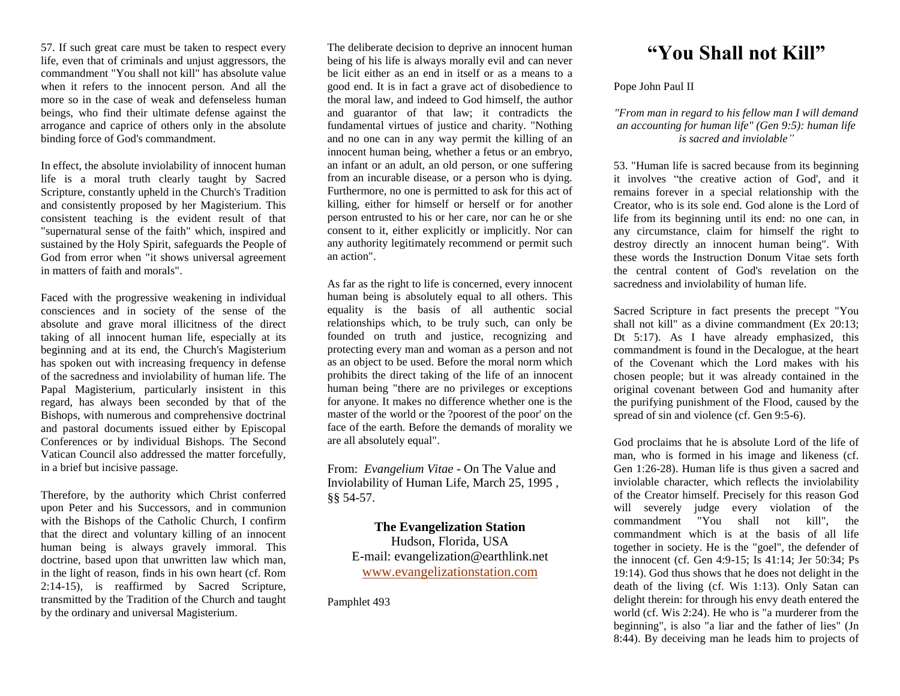57. If such great care must be taken to respect every life, even that of criminals and unjust aggressors, the commandment "You shall not kill" has absolute value when it refers to the innocent person. And all the more so in the case of weak and defenseless human beings, who find their ultimate defense against the arrogance and caprice of others only in the absolute binding force of God's commandment.

In effect, the absolute inviolability of innocent human life is a moral truth clearly taught by Sacred Scripture, constantly upheld in the Church's Tradition and consistently proposed by her Magisterium. This consistent teaching is the evident result of that "supernatural sense of the faith" which, inspired and sustained by the Holy Spirit, safeguards the People of God from error when "it shows universal agreement in matters of faith and morals".

Faced with the progressive weakening in individual consciences and in society of the sense of the absolute and grave moral illicitness of the direct taking of all innocent human life, especially at its beginning and at its end, the Church's Magisterium has spoken out with increasing frequency in defense of the sacredness and inviolability of human life. The Papal Magisterium, particularly insistent in this regard, has always been seconded by that of the Bishops, with numerous and comprehensive doctrinal and pastoral documents issued either by Episcopal Conferences or by individual Bishops. The Second Vatican Council also addressed the matter forcefully, in a brief but incisive passage.

Therefore, by the authority which Christ conferred upon Peter and his Successors, and in communion with the Bishops of the Catholic Church, I confirm that the direct and voluntary killing of an innocent human being is always gravely immoral. This doctrine, based upon that unwritten law which man, in the light of reason, finds in his own heart (cf. Rom 2:14-15), is reaffirmed by Sacred Scripture, transmitted by the Tradition of the Church and taught by the ordinary and universal Magisterium.

The deliberate decision to deprive an innocent human being of his life is always morally evil and can never be licit either as an end in itself or as a means to a good end. It is in fact a grave act of disobedience to the moral law, and indeed to God himself, the author and guarantor of that law; it contradicts the fundamental virtues of justice and charity. "Nothing and no one can in any way permit the killing of an innocent human being, whether a fetus or an embryo, an infant or an adult, an old person, or one suffering from an incurable disease, or a person who is dying. Furthermore, no one is permitted to ask for this act of killing, either for himself or herself or for another person entrusted to his or her care, nor can he or she consent to it, either explicitly or implicitly. Nor can any authority legitimately recommend or permit such an action".

As far as the right to life is concerned, every innocent human being is absolutely equal to all others. This equality is the basis of all authentic social relationships which, to be truly such, can only be founded on truth and justice, recognizing and protecting every man and woman as a person and not as an object to be used. Before the moral norm which prohibits the direct taking of the life of an innocent human being "there are no privileges or exceptions for anyone. It makes no difference whether one is the master of the world or the ?poorest of the poor' on the face of the earth. Before the demands of morality we are all absolutely equal".

From: *Evangelium Vitae* - On The Value and Inviolability of Human Life, March 25, 1995 , §§ 54-57.

**The Evangelization Station**
Hudson, Florida, USA
E-mail: evangelization@earthlink.net
www.evangelizationstation.com

Pamphlet 493

# "You Shall not Kill"

Pope John Paul II

*"From man in regard to his fellow man I will demand an accounting for human life" (Gen 9:5): human life is sacred and inviolable"*

53. "Human life is sacred because from its beginning it involves "the creative action of God', and it remains forever in a special relationship with the Creator, who is its sole end. God alone is the Lord of life from its beginning until its end: no one can, in any circumstance, claim for himself the right to destroy directly an innocent human being". With these words the Instruction Donum Vitae sets forth the central content of God's revelation on the sacredness and inviolability of human life.

Sacred Scripture in fact presents the precept "You shall not kill" as a divine commandment (Ex 20:13; Dt 5:17). As I have already emphasized, this commandment is found in the Decalogue, at the heart of the Covenant which the Lord makes with his chosen people; but it was already contained in the original covenant between God and humanity after the purifying punishment of the Flood, caused by the spread of sin and violence (cf. Gen 9:5-6).

God proclaims that he is absolute Lord of the life of man, who is formed in his image and likeness (cf. Gen 1:26-28). Human life is thus given a sacred and inviolable character, which reflects the inviolability of the Creator himself. Precisely for this reason God will severely judge every violation of the commandment "You shall not kill", the commandment which is at the basis of all life together in society. He is the "goel", the defender of the innocent (cf. Gen 4:9-15; Is 41:14; Jer 50:34; Ps 19:14). God thus shows that he does not delight in the death of the living (cf. Wis 1:13). Only Satan can delight therein: for through his envy death entered the world (cf. Wis 2:24). He who is "a murderer from the beginning", is also "a liar and the father of lies" (Jn 8:44). By deceiving man he leads him to projects of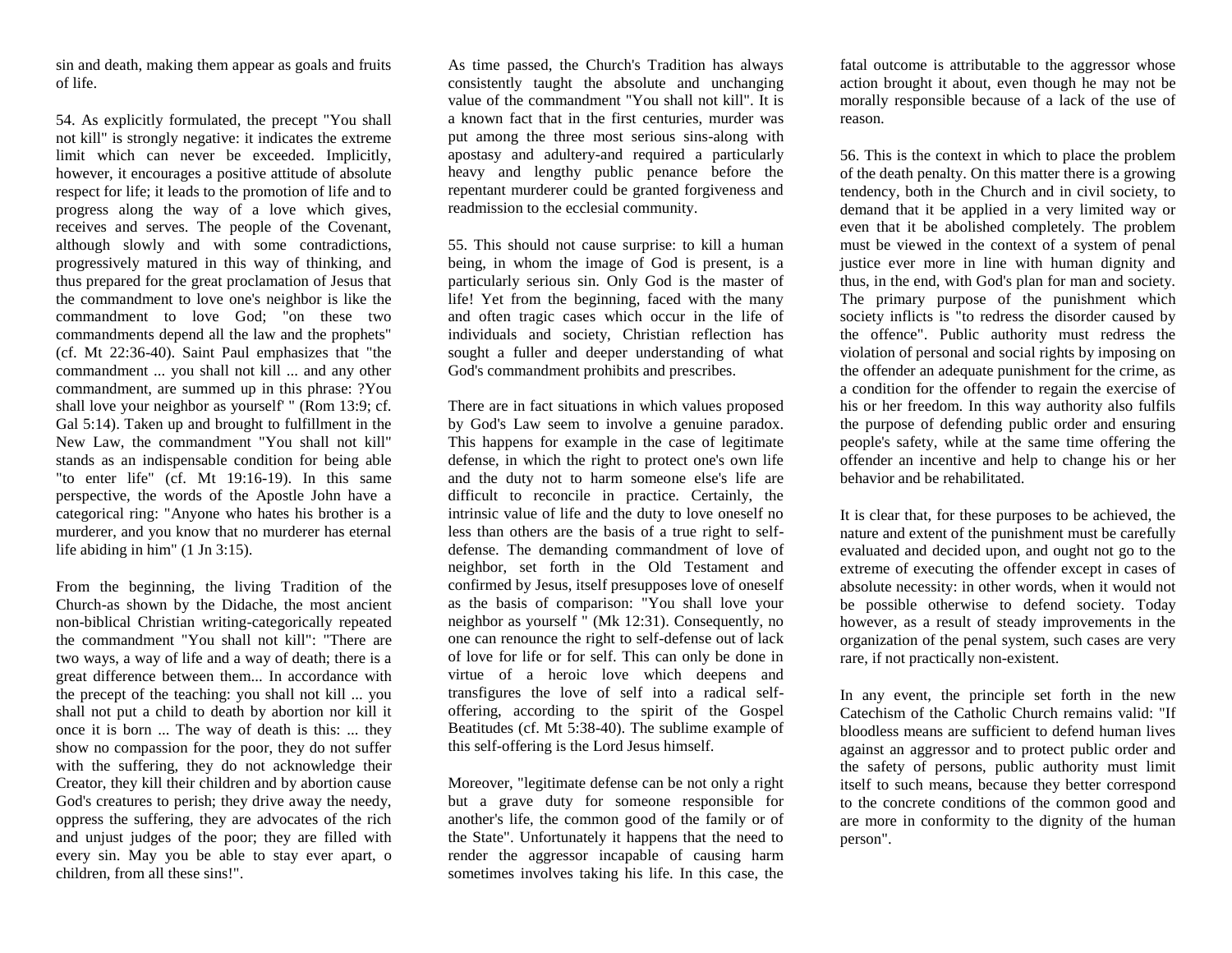sin and death, making them appear as goals and fruits of life.

54. As explicitly formulated, the precept "You shall not kill" is strongly negative: it indicates the extreme limit which can never be exceeded. Implicitly, however, it encourages a positive attitude of absolute respect for life; it leads to the promotion of life and to progress along the way of a love which gives, receives and serves. The people of the Covenant, although slowly and with some contradictions, progressively matured in this way of thinking, and thus prepared for the great proclamation of Jesus that the commandment to love one's neighbor is like the commandment to love God; "on these two commandments depend all the law and the prophets" (cf. Mt 22:36-40). Saint Paul emphasizes that "the commandment ... you shall not kill ... and any other commandment, are summed up in this phrase: ?You shall love your neighbor as yourself' " (Rom 13:9; cf. Gal 5:14). Taken up and brought to fulfillment in the New Law, the commandment "You shall not kill" stands as an indispensable condition for being able "to enter life" (cf. Mt 19:16-19). In this same perspective, the words of the Apostle John have a categorical ring: "Anyone who hates his brother is a murderer, and you know that no murderer has eternal life abiding in him" (1 Jn 3:15).

From the beginning, the living Tradition of the Church-as shown by the Didache, the most ancient non-biblical Christian writing-categorically repeated the commandment "You shall not kill": "There are two ways, a way of life and a way of death; there is a great difference between them... In accordance with the precept of the teaching: you shall not kill ... you shall not put a child to death by abortion nor kill it once it is born ... The way of death is this: ... they show no compassion for the poor, they do not suffer with the suffering, they do not acknowledge their Creator, they kill their children and by abortion cause God's creatures to perish; they drive away the needy, oppress the suffering, they are advocates of the rich and unjust judges of the poor; they are filled with every sin. May you be able to stay ever apart, o children, from all these sins!".

As time passed, the Church's Tradition has always consistently taught the absolute and unchanging value of the commandment "You shall not kill". It is a known fact that in the first centuries, murder was put among the three most serious sins-along with apostasy and adultery-and required a particularly heavy and lengthy public penance before the repentant murderer could be granted forgiveness and readmission to the ecclesial community.

55. This should not cause surprise: to kill a human being, in whom the image of God is present, is a particularly serious sin. Only God is the master of life! Yet from the beginning, faced with the many and often tragic cases which occur in the life of individuals and society, Christian reflection has sought a fuller and deeper understanding of what God's commandment prohibits and prescribes.

There are in fact situations in which values proposed by God's Law seem to involve a genuine paradox. This happens for example in the case of legitimate defense, in which the right to protect one's own life and the duty not to harm someone else's life are difficult to reconcile in practice. Certainly, the intrinsic value of life and the duty to love oneself no less than others are the basis of a true right to self-defense. The demanding commandment of love of neighbor, set forth in the Old Testament and confirmed by Jesus, itself presupposes love of oneself as the basis of comparison: "You shall love your neighbor as yourself " (Mk 12:31). Consequently, no one can renounce the right to self-defense out of lack of love for life or for self. This can only be done in virtue of a heroic love which deepens and transfigures the love of self into a radical self-offering, according to the spirit of the Gospel Beatitudes (cf. Mt 5:38-40). The sublime example of this self-offering is the Lord Jesus himself.

Moreover, "legitimate defense can be not only a right but a grave duty for someone responsible for another's life, the common good of the family or of the State". Unfortunately it happens that the need to render the aggressor incapable of causing harm sometimes involves taking his life. In this case, the fatal outcome is attributable to the aggressor whose action brought it about, even though he may not be morally responsible because of a lack of the use of reason.

56. This is the context in which to place the problem of the death penalty. On this matter there is a growing tendency, both in the Church and in civil society, to demand that it be applied in a very limited way or even that it be abolished completely. The problem must be viewed in the context of a system of penal justice ever more in line with human dignity and thus, in the end, with God's plan for man and society. The primary purpose of the punishment which society inflicts is "to redress the disorder caused by the offence". Public authority must redress the violation of personal and social rights by imposing on the offender an adequate punishment for the crime, as a condition for the offender to regain the exercise of his or her freedom. In this way authority also fulfils the purpose of defending public order and ensuring people's safety, while at the same time offering the offender an incentive and help to change his or her behavior and be rehabilitated.

It is clear that, for these purposes to be achieved, the nature and extent of the punishment must be carefully evaluated and decided upon, and ought not go to the extreme of executing the offender except in cases of absolute necessity: in other words, when it would not be possible otherwise to defend society. Today however, as a result of steady improvements in the organization of the penal system, such cases are very rare, if not practically non-existent.

In any event, the principle set forth in the new Catechism of the Catholic Church remains valid: "If bloodless means are sufficient to defend human lives against an aggressor and to protect public order and the safety of persons, public authority must limit itself to such means, because they better correspond to the concrete conditions of the common good and are more in conformity to the dignity of the human person".